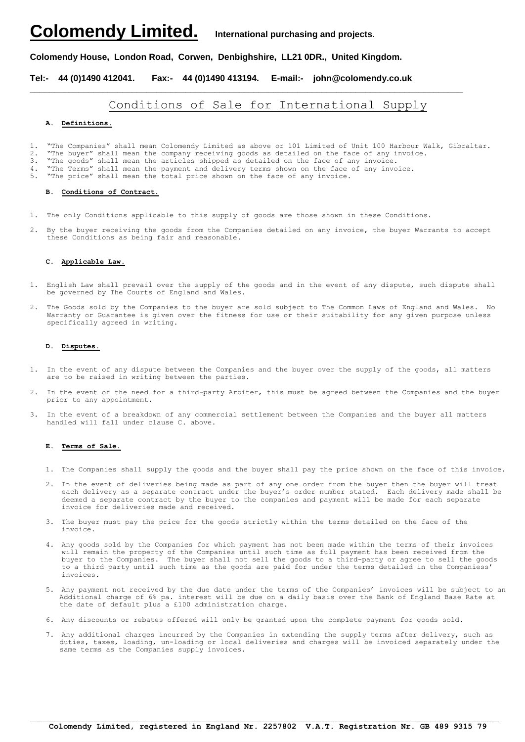# Colomendy Limited. International purchasing and projects.

**Colomendy House, London Road, Corwen, Denbighshire, LL21 0DR., United Kingdom.**

**Tel:- 44 (0)1490 412041. Fax:- 44 (0)1490 413194. E-mail:- john@colomendy.co.uk**

## Conditions of Sale for International Supply

### A. Definitions.

1. "The Companies" shall mean Colomendy Limited as above or 101 Limited of Unit 100 Harbour Walk, Gibraltar.
2. "The buyer" shall mean the company receiving goods as detailed on the face of any invoice.
3. "The goods" shall mean the articles shipped as detailed on the face of any invoice.
4. "The Terms" shall mean the payment and delivery terms shown on the face of any invoice.
5. "The price" shall mean the total price shown on the face of any invoice.

### B. Conditions of Contract.

1. The only Conditions applicable to this supply of goods are those shown in these Conditions.
2. By the buyer receiving the goods from the Companies detailed on any invoice, the buyer Warrants to accept these Conditions as being fair and reasonable.

### C. Applicable Law.

1. English Law shall prevail over the supply of the goods and in the event of any dispute, such dispute shall be governed by The Courts of England and Wales.
2. The Goods sold by the Companies to the buyer are sold subject to The Common Laws of England and Wales. No Warranty or Guarantee is given over the fitness for use or their suitability for any given purpose unless specifically agreed in writing.

### D. Disputes.

1. In the event of any dispute between the Companies and the buyer over the supply of the goods, all matters are to be raised in writing between the parties.
2. In the event of the need for a third-party Arbiter, this must be agreed between the Companies and the buyer prior to any appointment.
3. In the event of a breakdown of any commercial settlement between the Companies and the buyer all matters handled will fall under clause C. above.

### E. Terms of Sale.

1. The Companies shall supply the goods and the buyer shall pay the price shown on the face of this invoice.
2. In the event of deliveries being made as part of any one order from the buyer then the buyer will treat each delivery as a separate contract under the buyer's order number stated. Each delivery made shall be deemed a separate contract by the buyer to the companies and payment will be made for each separate invoice for deliveries made and received.
3. The buyer must pay the price for the goods strictly within the terms detailed on the face of the invoice.
4. Any goods sold by the Companies for which payment has not been made within the terms of their invoices will remain the property of the Companies until such time as full payment has been received from the buyer to the Companies. The buyer shall not sell the goods to a third-party or agree to sell the goods to a third party until such time as the goods are paid for under the terms detailed in the Companiess' invoices.
5. Any payment not received by the due date under the terms of the Companies' invoices will be subject to an Additional charge of 6% pa. interest will be due on a daily basis over the Bank of England Base Rate at the date of default plus a £100 administration charge.
6. Any discounts or rebates offered will only be granted upon the complete payment for goods sold.
7. Any additional charges incurred by the Companies in extending the supply terms after delivery, such as duties, taxes, loading, un-loading or local deliveries and charges will be invoiced separately under the same terms as the Companies supply invoices.

**Colomendy Limited, registered in England Nr. 2257802 V.A.T. Registration Nr. GB 489 9315 79**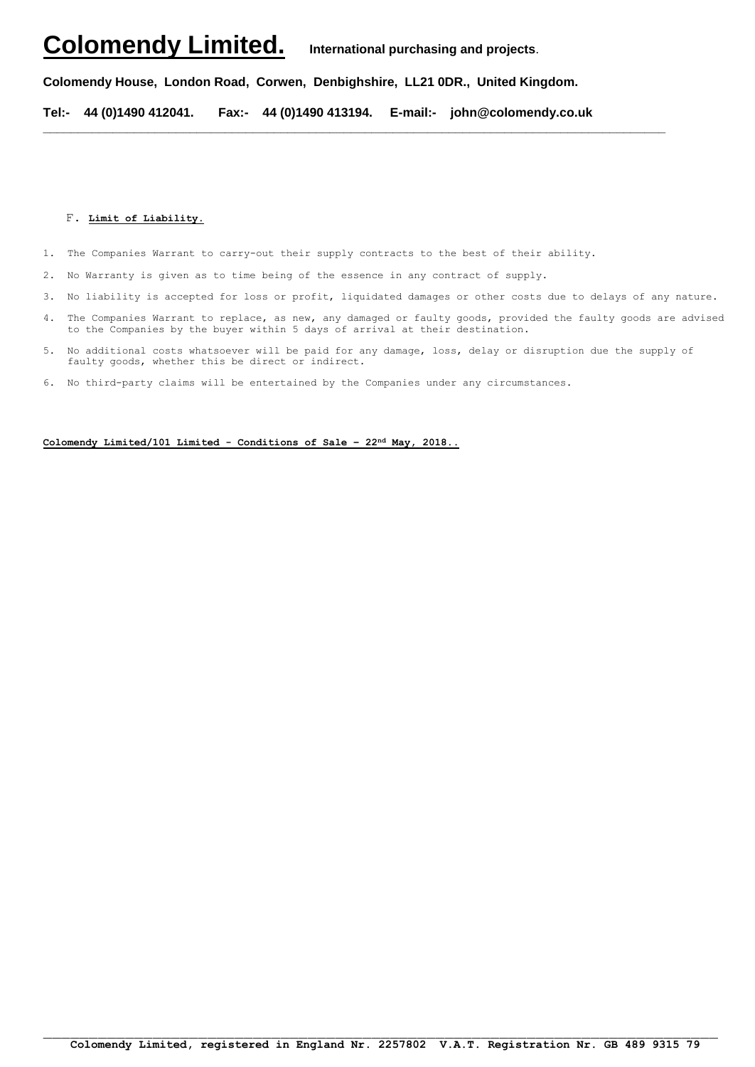F. **Limit of Liability.**

1. The Companies Warrant to carry-out their supply contracts to the best of their ability.
2. No Warranty is given as to time being of the essence in any contract of supply.
3. No liability is accepted for loss or profit, liquidated damages or other costs due to delays of any nature.
4. The Companies Warrant to replace, as new, any damaged or faulty goods, provided the faulty goods are advised to the Companies by the buyer within 5 days of arrival at their destination.
5. No additional costs whatsoever will be paid for any damage, loss, delay or disruption due the supply of faulty goods, whether this be direct or indirect.
6. No third-party claims will be entertained by the Companies under any circumstances.

**Colomendy Limited/101 Limited - Conditions of Sale – 22nd May, 2018..**